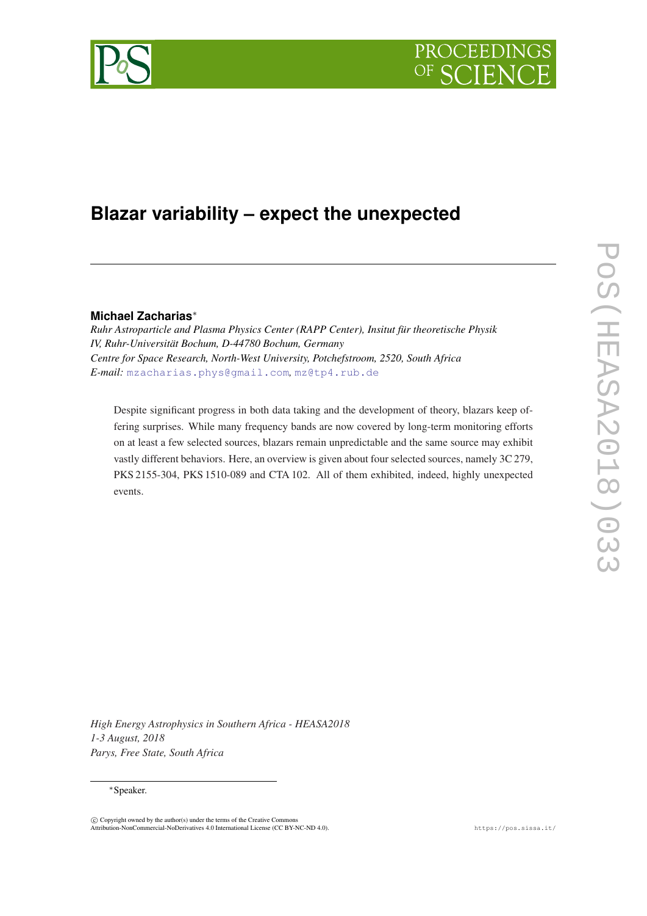# Blazar variability – expect the unexpected

**Michael Zacharias**[*]

*Ruhr Astroparticle and Plasma Physics Center (RAPP Center), Insitut für theoretische Physik IV, Ruhr-Universität Bochum, D-44780 Bochum, Germany*
*Centre for Space Research, North-West University, Potchefstroom, 2520, South Africa*
*E-mail:* mzacharias.phys@gmail.com, mz@tp4.rub.de

Despite significant progress in both data taking and the development of theory, blazars keep offering surprises. While many frequency bands are now covered by long-term monitoring efforts on at least a few selected sources, blazars remain unpredictable and the same source may exhibit vastly different behaviors. Here, an overview is given about four selected sources, namely 3C 279, PKS 2155-304, PKS 1510-089 and CTA 102. All of them exhibited, indeed, highly unexpected events.

*High Energy Astrophysics in Southern Africa - HEASA2018*
*1-3 August, 2018*
*Parys, Free State, South Africa*

[*]Speaker.

© Copyright owned by the author(s) under the terms of the Creative Commons Attribution-NonCommercial-NoDerivatives 4.0 International License (CC BY-NC-ND 4.0).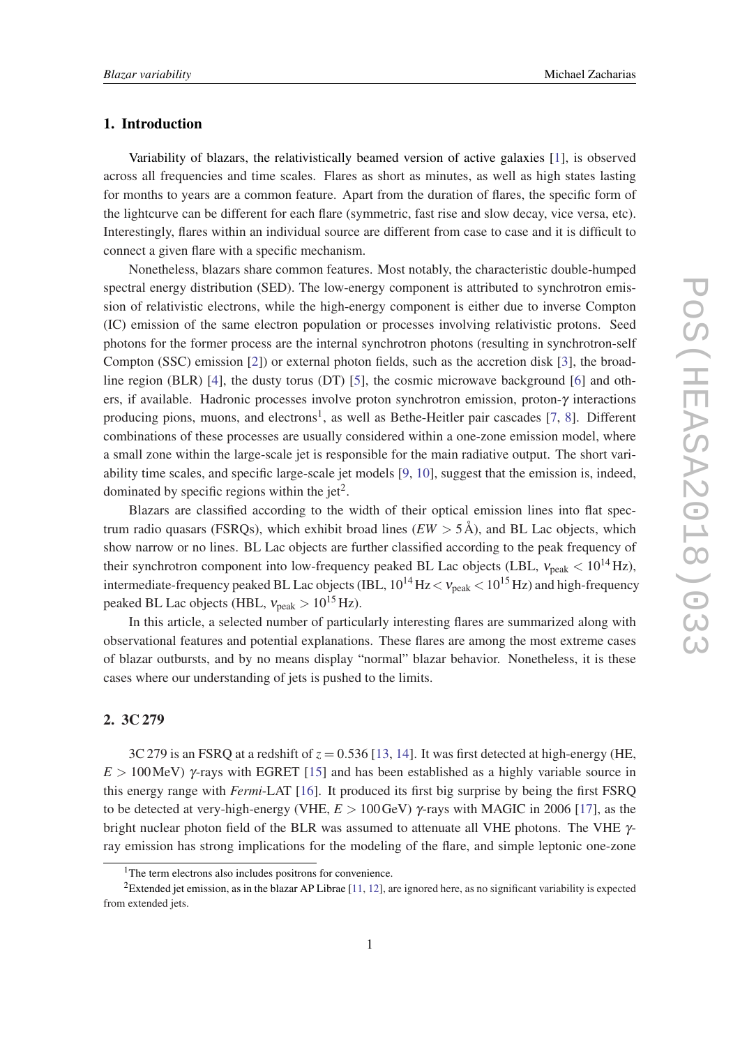## 1. Introduction

Variability of blazars, the relativistically beamed version of active galaxies [1], is observed across all frequencies and time scales. Flares as short as minutes, as well as high states lasting for months to years are a common feature. Apart from the duration of flares, the specific form of the lightcurve can be different for each flare (symmetric, fast rise and slow decay, vice versa, etc). Interestingly, flares within an individual source are different from case to case and it is difficult to connect a given flare with a specific mechanism.

Nonetheless, blazars share common features. Most notably, the characteristic double-humped spectral energy distribution (SED). The low-energy component is attributed to synchrotron emission of relativistic electrons, while the high-energy component is either due to inverse Compton (IC) emission of the same electron population or processes involving relativistic protons. Seed photons for the former process are the internal synchrotron photons (resulting in synchrotron-self Compton (SSC) emission [2]) or external photon fields, such as the accretion disk [3], the broad-line region (BLR) [4], the dusty torus (DT) [5], the cosmic microwave background [6] and others, if available. Hadronic processes involve proton synchrotron emission, proton-$\gamma$ interactions producing pions, muons, and electrons[1], as well as Bethe-Heitler pair cascades [7, 8]. Different combinations of these processes are usually considered within a one-zone emission model, where a small zone within the large-scale jet is responsible for the main radiative output. The short variability time scales, and specific large-scale jet models [9, 10], suggest that the emission is, indeed, dominated by specific regions within the jet[2].

Blazars are classified according to the width of their optical emission lines into flat spectrum radio quasars (FSRQs), which exhibit broad lines ($EW > 5\,\text{Å}$), and BL Lac objects, which show narrow or no lines. BL Lac objects are further classified according to the peak frequency of their synchrotron component into low-frequency peaked BL Lac objects (LBL, $\nu_{\rm peak} < 10^{14}\,$Hz), intermediate-frequency peaked BL Lac objects (IBL, $10^{14}\,\text{Hz} < \nu_{\rm peak} < 10^{15}\,$Hz) and high-frequency peaked BL Lac objects (HBL, $\nu_{\rm peak} > 10^{15}\,$Hz).

In this article, a selected number of particularly interesting flares are summarized along with observational features and potential explanations. These flares are among the most extreme cases of blazar outbursts, and by no means display "normal" blazar behavior. Nonetheless, it is these cases where our understanding of jets is pushed to the limits.

## 2. 3C 279

3C 279 is an FSRQ at a redshift of $z = 0.536$ [13, 14]. It was first detected at high-energy (HE, $E > 100\,$MeV) $\gamma$-rays with EGRET [15] and has been established as a highly variable source in this energy range with *Fermi*-LAT [16]. It produced its first big surprise by being the first FSRQ to be detected at very-high-energy (VHE, $E > 100\,$GeV) $\gamma$-rays with MAGIC in 2006 [17], as the bright nuclear photon field of the BLR was assumed to attenuate all VHE photons. The VHE $\gamma$-ray emission has strong implications for the modeling of the flare, and simple leptonic one-zone

[1] The term electrons also includes positrons for convenience.

[2] Extended jet emission, as in the blazar AP Librae [11, 12], are ignored here, as no significant variability is expected from extended jets.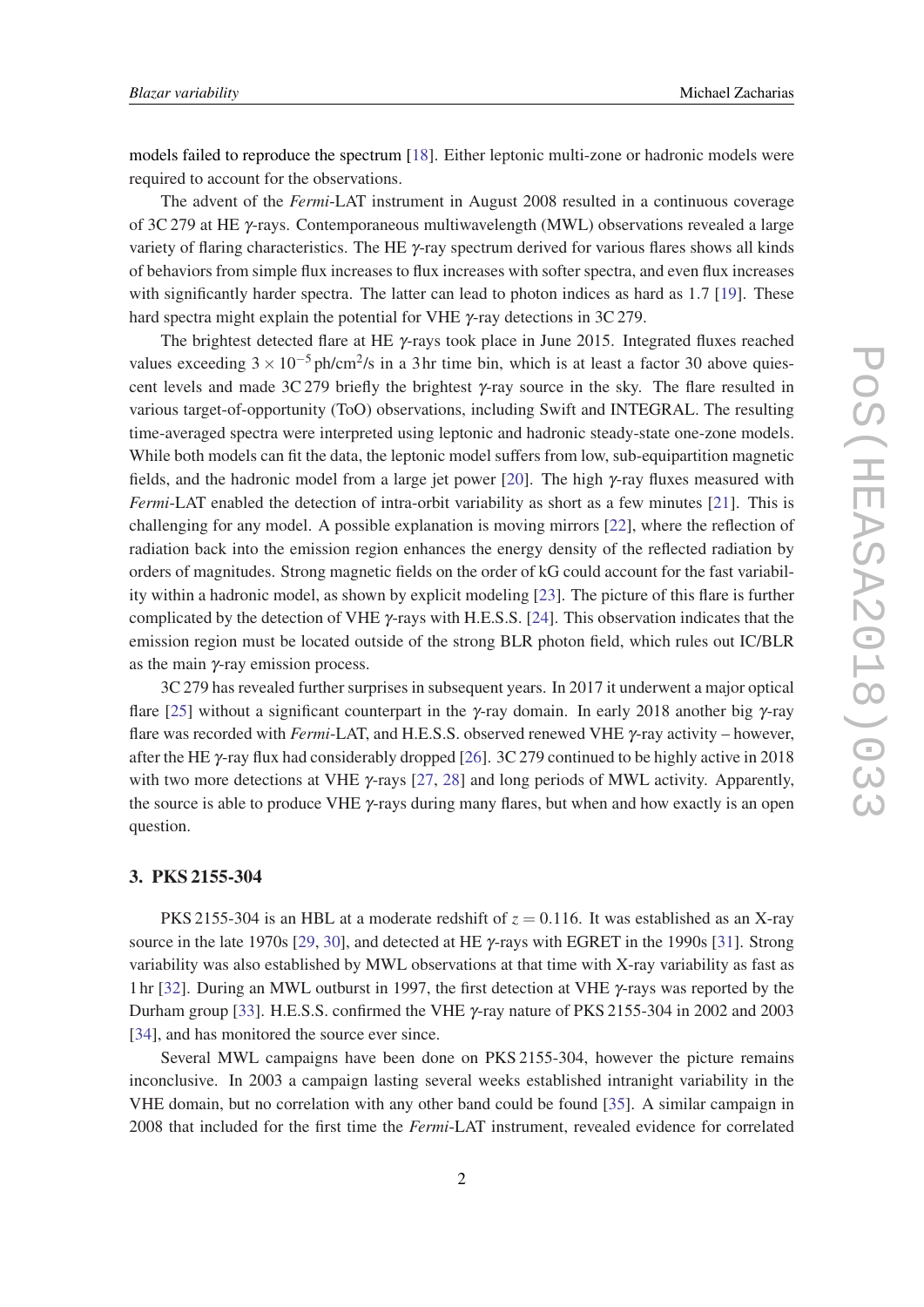models failed to reproduce the spectrum [18]. Either leptonic multi-zone or hadronic models were required to account for the observations.

The advent of the *Fermi*-LAT instrument in August 2008 resulted in a continuous coverage of 3C 279 at HE $\gamma$-rays. Contemporaneous multiwavelength (MWL) observations revealed a large variety of flaring characteristics. The HE $\gamma$-ray spectrum derived for various flares shows all kinds of behaviors from simple flux increases to flux increases with softer spectra, and even flux increases with significantly harder spectra. The latter can lead to photon indices as hard as 1.7 [19]. These hard spectra might explain the potential for VHE $\gamma$-ray detections in 3C 279.

The brightest detected flare at HE $\gamma$-rays took place in June 2015. Integrated fluxes reached values exceeding $3\times10^{-5}\,\mathrm{ph/cm^2/s}$ in a 3 hr time bin, which is at least a factor 30 above quiescent levels and made 3C 279 briefly the brightest $\gamma$-ray source in the sky. The flare resulted in various target-of-opportunity (ToO) observations, including Swift and INTEGRAL. The resulting time-averaged spectra were interpreted using leptonic and hadronic steady-state one-zone models. While both models can fit the data, the leptonic model suffers from low, sub-equipartition magnetic fields, and the hadronic model from a large jet power [20]. The high $\gamma$-ray fluxes measured with *Fermi*-LAT enabled the detection of intra-orbit variability as short as a few minutes [21]. This is challenging for any model. A possible explanation is moving mirrors [22], where the reflection of radiation back into the emission region enhances the energy density of the reflected radiation by orders of magnitudes. Strong magnetic fields on the order of kG could account for the fast variability within a hadronic model, as shown by explicit modeling [23]. The picture of this flare is further complicated by the detection of VHE $\gamma$-rays with H.E.S.S. [24]. This observation indicates that the emission region must be located outside of the strong BLR photon field, which rules out IC/BLR as the main $\gamma$-ray emission process.

3C 279 has revealed further surprises in subsequent years. In 2017 it underwent a major optical flare [25] without a significant counterpart in the $\gamma$-ray domain. In early 2018 another big $\gamma$-ray flare was recorded with *Fermi*-LAT, and H.E.S.S. observed renewed VHE $\gamma$-ray activity – however, after the HE $\gamma$-ray flux had considerably dropped [26]. 3C 279 continued to be highly active in 2018 with two more detections at VHE $\gamma$-rays [27, 28] and long periods of MWL activity. Apparently, the source is able to produce VHE $\gamma$-rays during many flares, but when and how exactly is an open question.

## 3. PKS 2155-304

PKS 2155-304 is an HBL at a moderate redshift of $z = 0.116$. It was established as an X-ray source in the late 1970s [29, 30], and detected at HE $\gamma$-rays with EGRET in the 1990s [31]. Strong variability was also established by MWL observations at that time with X-ray variability as fast as 1 hr [32]. During an MWL outburst in 1997, the first detection at VHE $\gamma$-rays was reported by the Durham group [33]. H.E.S.S. confirmed the VHE $\gamma$-ray nature of PKS 2155-304 in 2002 and 2003 [34], and has monitored the source ever since.

Several MWL campaigns have been done on PKS 2155-304, however the picture remains inconclusive. In 2003 a campaign lasting several weeks established intranight variability in the VHE domain, but no correlation with any other band could be found [35]. A similar campaign in 2008 that included for the first time the *Fermi*-LAT instrument, revealed evidence for correlated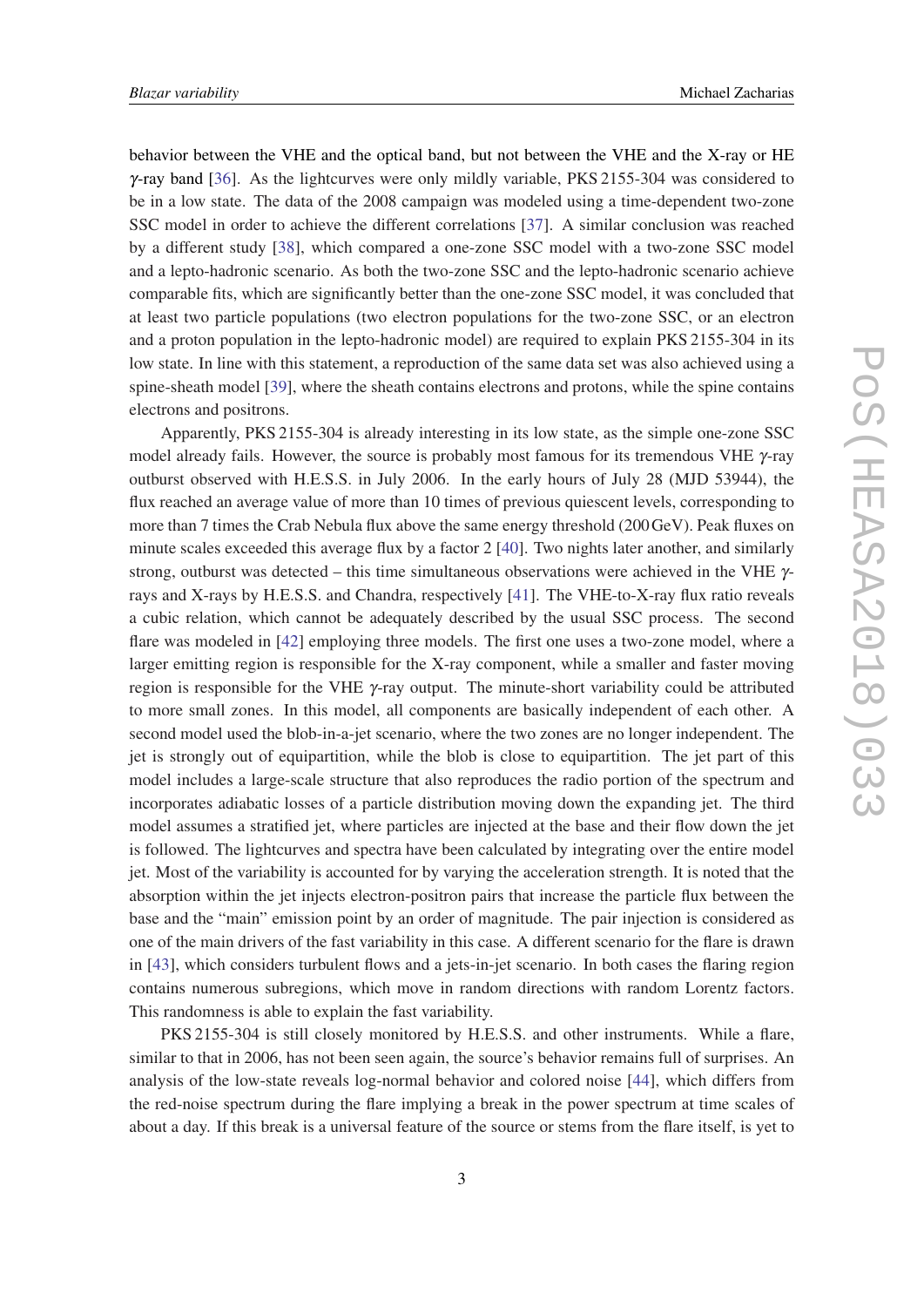behavior between the VHE and the optical band, but not between the VHE and the X-ray or HE $\gamma$-ray band [36]. As the lightcurves were only mildly variable, PKS 2155-304 was considered to be in a low state. The data of the 2008 campaign was modeled using a time-dependent two-zone SSC model in order to achieve the different correlations [37]. A similar conclusion was reached by a different study [38], which compared a one-zone SSC model with a two-zone SSC model and a lepto-hadronic scenario. As both the two-zone SSC and the lepto-hadronic scenario achieve comparable fits, which are significantly better than the one-zone SSC model, it was concluded that at least two particle populations (two electron populations for the two-zone SSC, or an electron and a proton population in the lepto-hadronic model) are required to explain PKS 2155-304 in its low state. In line with this statement, a reproduction of the same data set was also achieved using a spine-sheath model [39], where the sheath contains electrons and protons, while the spine contains electrons and positrons.

Apparently, PKS 2155-304 is already interesting in its low state, as the simple one-zone SSC model already fails. However, the source is probably most famous for its tremendous VHE $\gamma$-ray outburst observed with H.E.S.S. in July 2006. In the early hours of July 28 (MJD 53944), the flux reached an average value of more than 10 times of previous quiescent levels, corresponding to more than 7 times the Crab Nebula flux above the same energy threshold (200 GeV). Peak fluxes on minute scales exceeded this average flux by a factor 2 [40]. Two nights later another, and similarly strong, outburst was detected – this time simultaneous observations were achieved in the VHE $\gamma$-rays and X-rays by H.E.S.S. and Chandra, respectively [41]. The VHE-to-X-ray flux ratio reveals a cubic relation, which cannot be adequately described by the usual SSC process. The second flare was modeled in [42] employing three models. The first one uses a two-zone model, where a larger emitting region is responsible for the X-ray component, while a smaller and faster moving region is responsible for the VHE $\gamma$-ray output. The minute-short variability could be attributed to more small zones. In this model, all components are basically independent of each other. A second model used the blob-in-a-jet scenario, where the two zones are no longer independent. The jet is strongly out of equipartition, while the blob is close to equipartition. The jet part of this model includes a large-scale structure that also reproduces the radio portion of the spectrum and incorporates adiabatic losses of a particle distribution moving down the expanding jet. The third model assumes a stratified jet, where particles are injected at the base and their flow down the jet is followed. The lightcurves and spectra have been calculated by integrating over the entire model jet. Most of the variability is accounted for by varying the acceleration strength. It is noted that the absorption within the jet injects electron-positron pairs that increase the particle flux between the base and the "main" emission point by an order of magnitude. The pair injection is considered as one of the main drivers of the fast variability in this case. A different scenario for the flare is drawn in [43], which considers turbulent flows and a jets-in-jet scenario. In both cases the flaring region contains numerous subregions, which move in random directions with random Lorentz factors. This randomness is able to explain the fast variability.

PKS 2155-304 is still closely monitored by H.E.S.S. and other instruments. While a flare, similar to that in 2006, has not been seen again, the source's behavior remains full of surprises. An analysis of the low-state reveals log-normal behavior and colored noise [44], which differs from the red-noise spectrum during the flare implying a break in the power spectrum at time scales of about a day. If this break is a universal feature of the source or stems from the flare itself, is yet to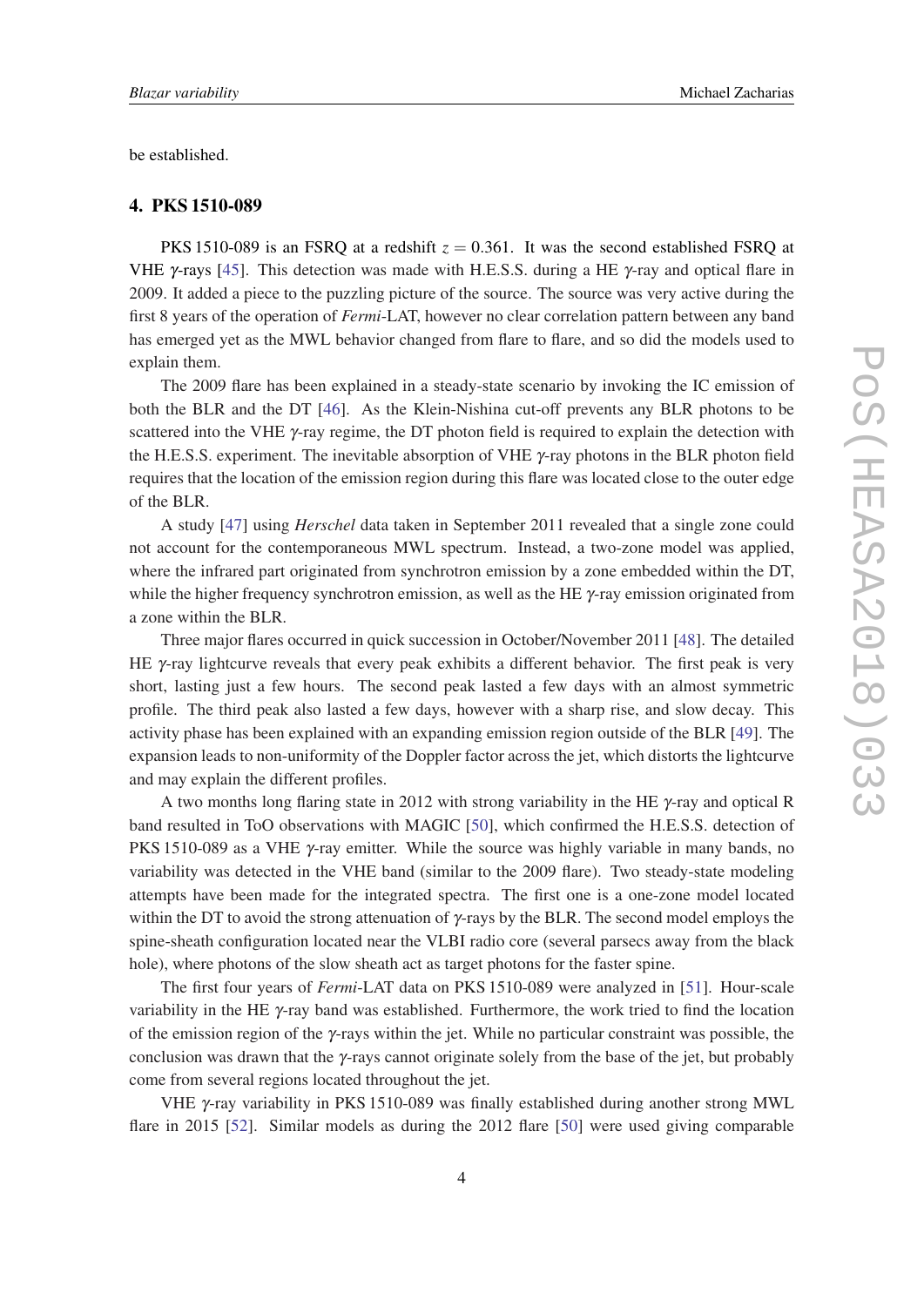be established.

## 4. PKS 1510-089

PKS 1510-089 is an FSRQ at a redshift $z = 0.361$. It was the second established FSRQ at VHE $\gamma$-rays [45]. This detection was made with H.E.S.S. during a HE $\gamma$-ray and optical flare in 2009. It added a piece to the puzzling picture of the source. The source was very active during the first 8 years of the operation of *Fermi*-LAT, however no clear correlation pattern between any band has emerged yet as the MWL behavior changed from flare to flare, and so did the models used to explain them.

The 2009 flare has been explained in a steady-state scenario by invoking the IC emission of both the BLR and the DT [46]. As the Klein-Nishina cut-off prevents any BLR photons to be scattered into the VHE $\gamma$-ray regime, the DT photon field is required to explain the detection with the H.E.S.S. experiment. The inevitable absorption of VHE $\gamma$-ray photons in the BLR photon field requires that the location of the emission region during this flare was located close to the outer edge of the BLR.

A study [47] using *Herschel* data taken in September 2011 revealed that a single zone could not account for the contemporaneous MWL spectrum. Instead, a two-zone model was applied, where the infrared part originated from synchrotron emission by a zone embedded within the DT, while the higher frequency synchrotron emission, as well as the HE $\gamma$-ray emission originated from a zone within the BLR.

Three major flares occurred in quick succession in October/November 2011 [48]. The detailed HE $\gamma$-ray lightcurve reveals that every peak exhibits a different behavior. The first peak is very short, lasting just a few hours. The second peak lasted a few days with an almost symmetric profile. The third peak also lasted a few days, however with a sharp rise, and slow decay. This activity phase has been explained with an expanding emission region outside of the BLR [49]. The expansion leads to non-uniformity of the Doppler factor across the jet, which distorts the lightcurve and may explain the different profiles.

A two months long flaring state in 2012 with strong variability in the HE $\gamma$-ray and optical R band resulted in ToO observations with MAGIC [50], which confirmed the H.E.S.S. detection of PKS 1510-089 as a VHE $\gamma$-ray emitter. While the source was highly variable in many bands, no variability was detected in the VHE band (similar to the 2009 flare). Two steady-state modeling attempts have been made for the integrated spectra. The first one is a one-zone model located within the DT to avoid the strong attenuation of $\gamma$-rays by the BLR. The second model employs the spine-sheath configuration located near the VLBI radio core (several parsecs away from the black hole), where photons of the slow sheath act as target photons for the faster spine.

The first four years of *Fermi*-LAT data on PKS 1510-089 were analyzed in [51]. Hour-scale variability in the HE $\gamma$-ray band was established. Furthermore, the work tried to find the location of the emission region of the $\gamma$-rays within the jet. While no particular constraint was possible, the conclusion was drawn that the $\gamma$-rays cannot originate solely from the base of the jet, but probably come from several regions located throughout the jet.

VHE $\gamma$-ray variability in PKS 1510-089 was finally established during another strong MWL flare in 2015 [52]. Similar models as during the 2012 flare [50] were used giving comparable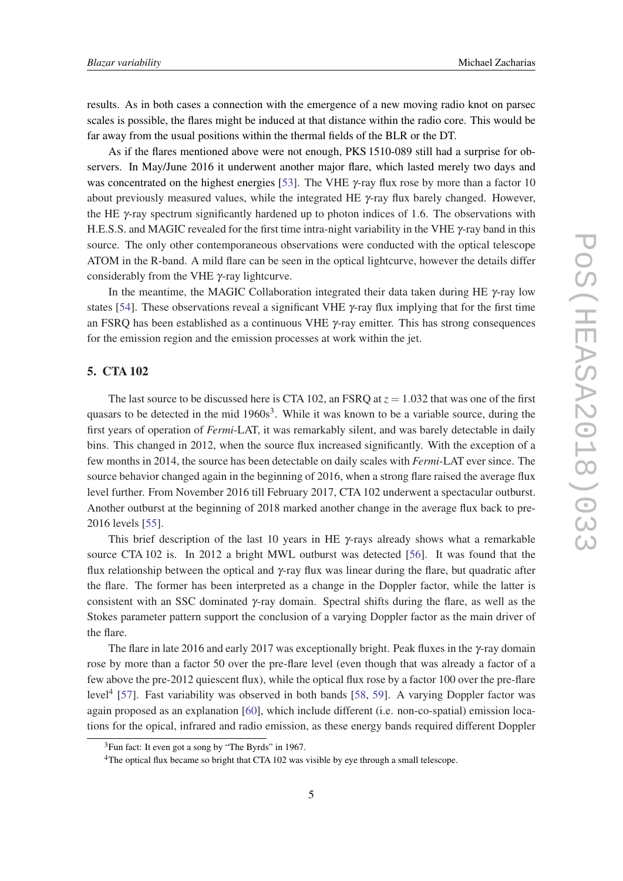results. As in both cases a connection with the emergence of a new moving radio knot on parsec scales is possible, the flares might be induced at that distance within the radio core. This would be far away from the usual positions within the thermal fields of the BLR or the DT.

As if the flares mentioned above were not enough, PKS 1510-089 still had a surprise for observers. In May/June 2016 it underwent another major flare, which lasted merely two days and was concentrated on the highest energies [53]. The VHE $\gamma$-ray flux rose by more than a factor 10 about previously measured values, while the integrated HE $\gamma$-ray flux barely changed. However, the HE $\gamma$-ray spectrum significantly hardened up to photon indices of 1.6. The observations with H.E.S.S. and MAGIC revealed for the first time intra-night variability in the VHE $\gamma$-ray band in this source. The only other contemporaneous observations were conducted with the optical telescope ATOM in the R-band. A mild flare can be seen in the optical lightcurve, however the details differ considerably from the VHE $\gamma$-ray lightcurve.

In the meantime, the MAGIC Collaboration integrated their data taken during HE $\gamma$-ray low states [54]. These observations reveal a significant VHE $\gamma$-ray flux implying that for the first time an FSRQ has been established as a continuous VHE $\gamma$-ray emitter. This has strong consequences for the emission region and the emission processes at work within the jet.

## 5. CTA 102

The last source to be discussed here is CTA 102, an FSRQ at $z = 1.032$ that was one of the first quasars to be detected in the mid 1960s[3]. While it was known to be a variable source, during the first years of operation of *Fermi*-LAT, it was remarkably silent, and was barely detectable in daily bins. This changed in 2012, when the source flux increased significantly. With the exception of a few months in 2014, the source has been detectable on daily scales with *Fermi*-LAT ever since. The source behavior changed again in the beginning of 2016, when a strong flare raised the average flux level further. From November 2016 till February 2017, CTA 102 underwent a spectacular outburst. Another outburst at the beginning of 2018 marked another change in the average flux back to pre-2016 levels [55].

This brief description of the last 10 years in HE $\gamma$-rays already shows what a remarkable source CTA 102 is. In 2012 a bright MWL outburst was detected [56]. It was found that the flux relationship between the optical and $\gamma$-ray flux was linear during the flare, but quadratic after the flare. The former has been interpreted as a change in the Doppler factor, while the latter is consistent with an SSC dominated $\gamma$-ray domain. Spectral shifts during the flare, as well as the Stokes parameter pattern support the conclusion of a varying Doppler factor as the main driver of the flare.

The flare in late 2016 and early 2017 was exceptionally bright. Peak fluxes in the $\gamma$-ray domain rose by more than a factor 50 over the pre-flare level (even though that was already a factor of a few above the pre-2012 quiescent flux), while the optical flux rose by a factor 100 over the pre-flare level[4] [57]. Fast variability was observed in both bands [58, 59]. A varying Doppler factor was again proposed as an explanation [60], which include different (i.e. non-co-spatial) emission locations for the opical, infrared and radio emission, as these energy bands required different Doppler

[3] Fun fact: It even got a song by "The Byrds" in 1967.

[4] The optical flux became so bright that CTA 102 was visible by eye through a small telescope.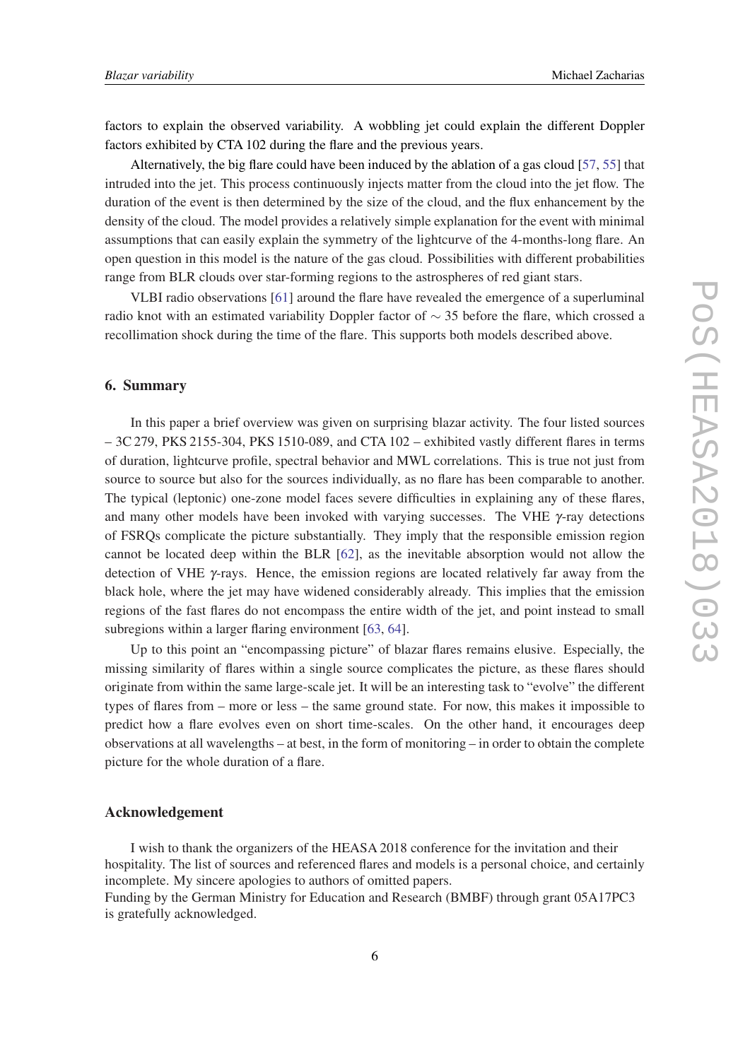factors to explain the observed variability. A wobbling jet could explain the different Doppler factors exhibited by CTA 102 during the flare and the previous years.

Alternatively, the big flare could have been induced by the ablation of a gas cloud [57, 55] that intruded into the jet. This process continuously injects matter from the cloud into the jet flow. The duration of the event is then determined by the size of the cloud, and the flux enhancement by the density of the cloud. The model provides a relatively simple explanation for the event with minimal assumptions that can easily explain the symmetry of the lightcurve of the 4-months-long flare. An open question in this model is the nature of the gas cloud. Possibilities with different probabilities range from BLR clouds over star-forming regions to the astrospheres of red giant stars.

VLBI radio observations [61] around the flare have revealed the emergence of a superluminal radio knot with an estimated variability Doppler factor of $\sim 35$ before the flare, which crossed a recollimation shock during the time of the flare. This supports both models described above.

## 6. Summary

In this paper a brief overview was given on surprising blazar activity. The four listed sources – 3C 279, PKS 2155-304, PKS 1510-089, and CTA 102 – exhibited vastly different flares in terms of duration, lightcurve profile, spectral behavior and MWL correlations. This is true not just from source to source but also for the sources individually, as no flare has been comparable to another. The typical (leptonic) one-zone model faces severe difficulties in explaining any of these flares, and many other models have been invoked with varying successes. The VHE $\gamma$-ray detections of FSRQs complicate the picture substantially. They imply that the responsible emission region cannot be located deep within the BLR [62], as the inevitable absorption would not allow the detection of VHE $\gamma$-rays. Hence, the emission regions are located relatively far away from the black hole, where the jet may have widened considerably already. This implies that the emission regions of the fast flares do not encompass the entire width of the jet, and point instead to small subregions within a larger flaring environment [63, 64].

Up to this point an "encompassing picture" of blazar flares remains elusive. Especially, the missing similarity of flares within a single source complicates the picture, as these flares should originate from within the same large-scale jet. It will be an interesting task to "evolve" the different types of flares from – more or less – the same ground state. For now, this makes it impossible to predict how a flare evolves even on short time-scales. On the other hand, it encourages deep observations at all wavelengths – at best, in the form of monitoring – in order to obtain the complete picture for the whole duration of a flare.

## Acknowledgement

I wish to thank the organizers of the HEASA 2018 conference for the invitation and their hospitality. The list of sources and referenced flares and models is a personal choice, and certainly incomplete. My sincere apologies to authors of omitted papers.
Funding by the German Ministry for Education and Research (BMBF) through grant 05A17PC3 is gratefully acknowledged.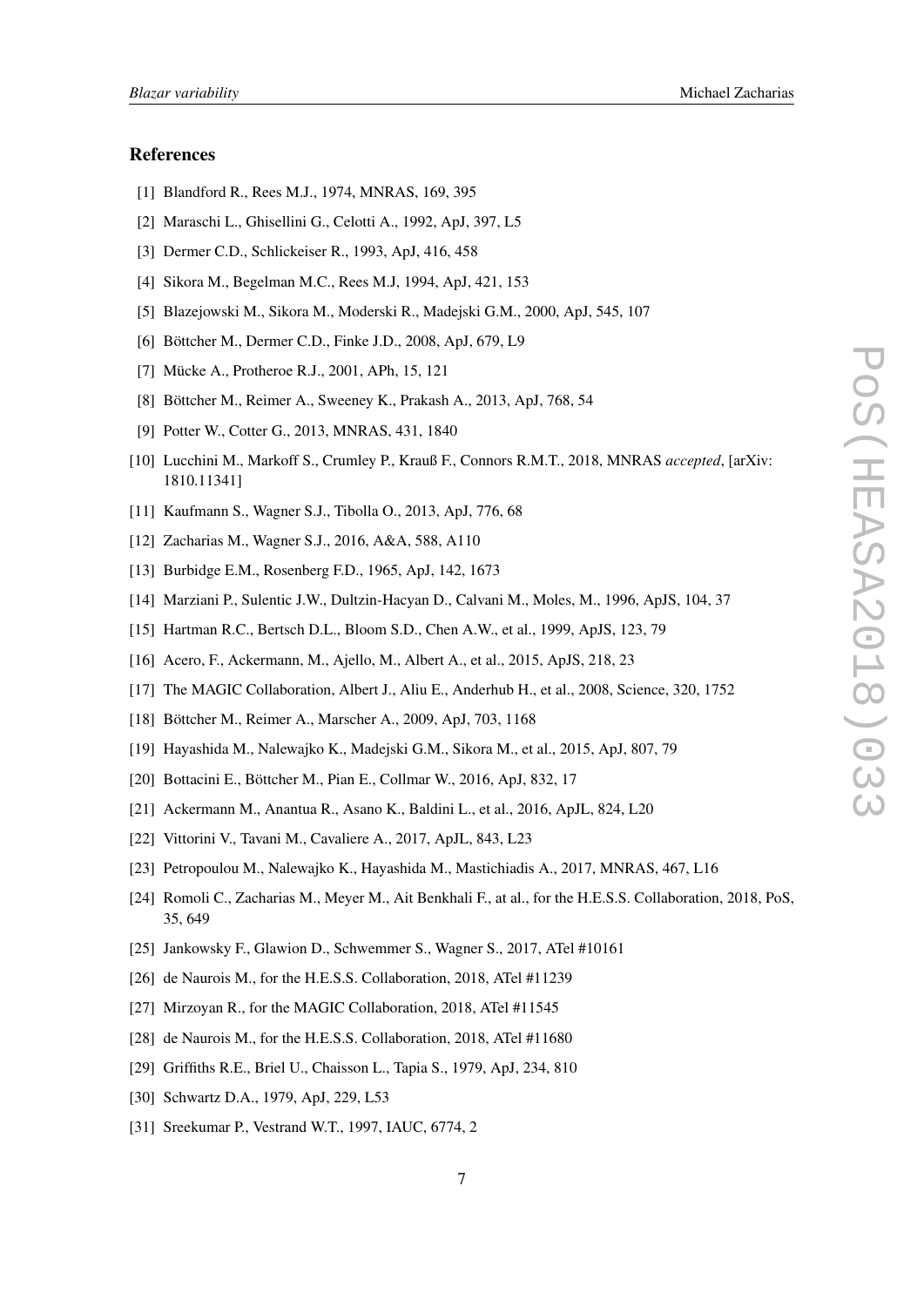## References

[1] Blandford R., Rees M.J., 1974, MNRAS, 169, 395

[2] Maraschi L., Ghisellini G., Celotti A., 1992, ApJ, 397, L5

[3] Dermer C.D., Schlickeiser R., 1993, ApJ, 416, 458

[4] Sikora M., Begelman M.C., Rees M.J, 1994, ApJ, 421, 153

[5] Blazejowski M., Sikora M., Moderski R., Madejski G.M., 2000, ApJ, 545, 107

[6] Böttcher M., Dermer C.D., Finke J.D., 2008, ApJ, 679, L9

[7] Mücke A., Protheroe R.J., 2001, APh, 15, 121

[8] Böttcher M., Reimer A., Sweeney K., Prakash A., 2013, ApJ, 768, 54

[9] Potter W., Cotter G., 2013, MNRAS, 431, 1840

[10] Lucchini M., Markoff S., Crumley P., Krauß F., Connors R.M.T., 2018, MNRAS *accepted*, [arXiv: 1810.11341]

[11] Kaufmann S., Wagner S.J., Tibolla O., 2013, ApJ, 776, 68

[12] Zacharias M., Wagner S.J., 2016, A&A, 588, A110

[13] Burbidge E.M., Rosenberg F.D., 1965, ApJ, 142, 1673

[14] Marziani P., Sulentic J.W., Dultzin-Hacyan D., Calvani M., Moles, M., 1996, ApJS, 104, 37

[15] Hartman R.C., Bertsch D.L., Bloom S.D., Chen A.W., et al., 1999, ApJS, 123, 79

[16] Acero, F., Ackermann, M., Ajello, M., Albert A., et al., 2015, ApJS, 218, 23

[17] The MAGIC Collaboration, Albert J., Aliu E., Anderhub H., et al., 2008, Science, 320, 1752

[18] Böttcher M., Reimer A., Marscher A., 2009, ApJ, 703, 1168

[19] Hayashida M., Nalewajko K., Madejski G.M., Sikora M., et al., 2015, ApJ, 807, 79

[20] Bottacini E., Böttcher M., Pian E., Collmar W., 2016, ApJ, 832, 17

[21] Ackermann M., Anantua R., Asano K., Baldini L., et al., 2016, ApJL, 824, L20

[22] Vittorini V., Tavani M., Cavaliere A., 2017, ApJL, 843, L23

[23] Petropoulou M., Nalewajko K., Hayashida M., Mastichiadis A., 2017, MNRAS, 467, L16

[24] Romoli C., Zacharias M., Meyer M., Ait Benkhali F., at al., for the H.E.S.S. Collaboration, 2018, PoS, 35, 649

[25] Jankowsky F., Glawion D., Schwemmer S., Wagner S., 2017, ATel #10161

[26] de Naurois M., for the H.E.S.S. Collaboration, 2018, ATel #11239

[27] Mirzoyan R., for the MAGIC Collaboration, 2018, ATel #11545

[28] de Naurois M., for the H.E.S.S. Collaboration, 2018, ATel #11680

[29] Griffiths R.E., Briel U., Chaisson L., Tapia S., 1979, ApJ, 234, 810

[30] Schwartz D.A., 1979, ApJ, 229, L53

[31] Sreekumar P., Vestrand W.T., 1997, IAUC, 6774, 2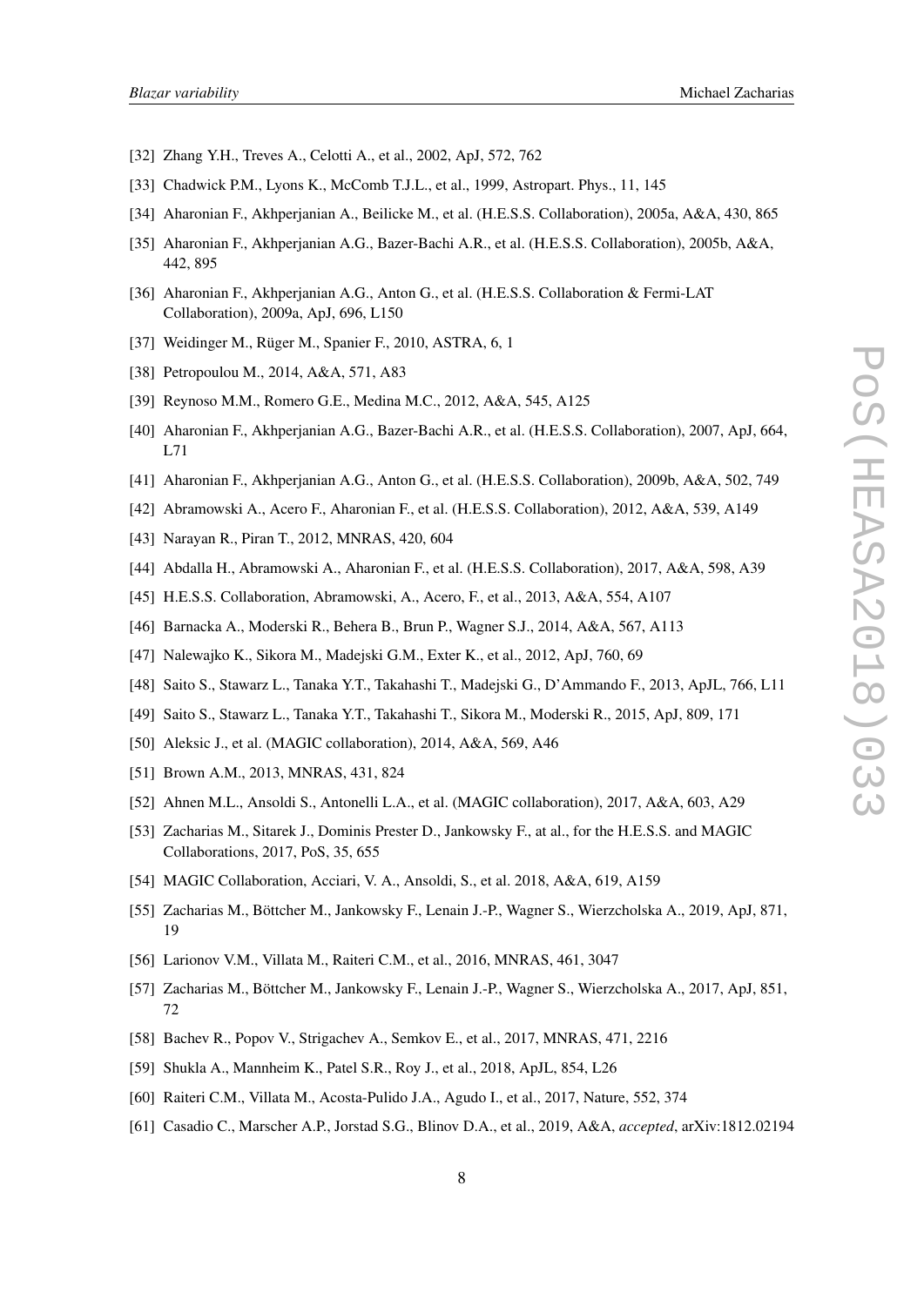[32] Zhang Y.H., Treves A., Celotti A., et al., 2002, ApJ, 572, 762

[33] Chadwick P.M., Lyons K., McComb T.J.L., et al., 1999, Astropart. Phys., 11, 145

[34] Aharonian F., Akhperjanian A., Beilicke M., et al. (H.E.S.S. Collaboration), 2005a, A&A, 430, 865

[35] Aharonian F., Akhperjanian A.G., Bazer-Bachi A.R., et al. (H.E.S.S. Collaboration), 2005b, A&A, 442, 895

[36] Aharonian F., Akhperjanian A.G., Anton G., et al. (H.E.S.S. Collaboration & Fermi-LAT Collaboration), 2009a, ApJ, 696, L150

[37] Weidinger M., Rüger M., Spanier F., 2010, ASTRA, 6, 1

[38] Petropoulou M., 2014, A&A, 571, A83

[39] Reynoso M.M., Romero G.E., Medina M.C., 2012, A&A, 545, A125

[40] Aharonian F., Akhperjanian A.G., Bazer-Bachi A.R., et al. (H.E.S.S. Collaboration), 2007, ApJ, 664, L71

[41] Aharonian F., Akhperjanian A.G., Anton G., et al. (H.E.S.S. Collaboration), 2009b, A&A, 502, 749

[42] Abramowski A., Acero F., Aharonian F., et al. (H.E.S.S. Collaboration), 2012, A&A, 539, A149

[43] Narayan R., Piran T., 2012, MNRAS, 420, 604

[44] Abdalla H., Abramowski A., Aharonian F., et al. (H.E.S.S. Collaboration), 2017, A&A, 598, A39

[45] H.E.S.S. Collaboration, Abramowski, A., Acero, F., et al., 2013, A&A, 554, A107

[46] Barnacka A., Moderski R., Behera B., Brun P., Wagner S.J., 2014, A&A, 567, A113

[47] Nalewajko K., Sikora M., Madejski G.M., Exter K., et al., 2012, ApJ, 760, 69

[48] Saito S., Stawarz L., Tanaka Y.T., Takahashi T., Madejski G., D'Ammando F., 2013, ApJL, 766, L11

[49] Saito S., Stawarz L., Tanaka Y.T., Takahashi T., Sikora M., Moderski R., 2015, ApJ, 809, 171

[50] Aleksic J., et al. (MAGIC collaboration), 2014, A&A, 569, A46

[51] Brown A.M., 2013, MNRAS, 431, 824

[52] Ahnen M.L., Ansoldi S., Antonelli L.A., et al. (MAGIC collaboration), 2017, A&A, 603, A29

[53] Zacharias M., Sitarek J., Dominis Prester D., Jankowsky F., at al., for the H.E.S.S. and MAGIC Collaborations, 2017, PoS, 35, 655

[54] MAGIC Collaboration, Acciari, V. A., Ansoldi, S., et al. 2018, A&A, 619, A159

[55] Zacharias M., Böttcher M., Jankowsky F., Lenain J.-P., Wagner S., Wierzcholska A., 2019, ApJ, 871, 19

[56] Larionov V.M., Villata M., Raiteri C.M., et al., 2016, MNRAS, 461, 3047

[57] Zacharias M., Böttcher M., Jankowsky F., Lenain J.-P., Wagner S., Wierzcholska A., 2017, ApJ, 851, 72

[58] Bachev R., Popov V., Strigachev A., Semkov E., et al., 2017, MNRAS, 471, 2216

[59] Shukla A., Mannheim K., Patel S.R., Roy J., et al., 2018, ApJL, 854, L26

[60] Raiteri C.M., Villata M., Acosta-Pulido J.A., Agudo I., et al., 2017, Nature, 552, 374

[61] Casadio C., Marscher A.P., Jorstad S.G., Blinov D.A., et al., 2019, A&A, *accepted*, arXiv:1812.02194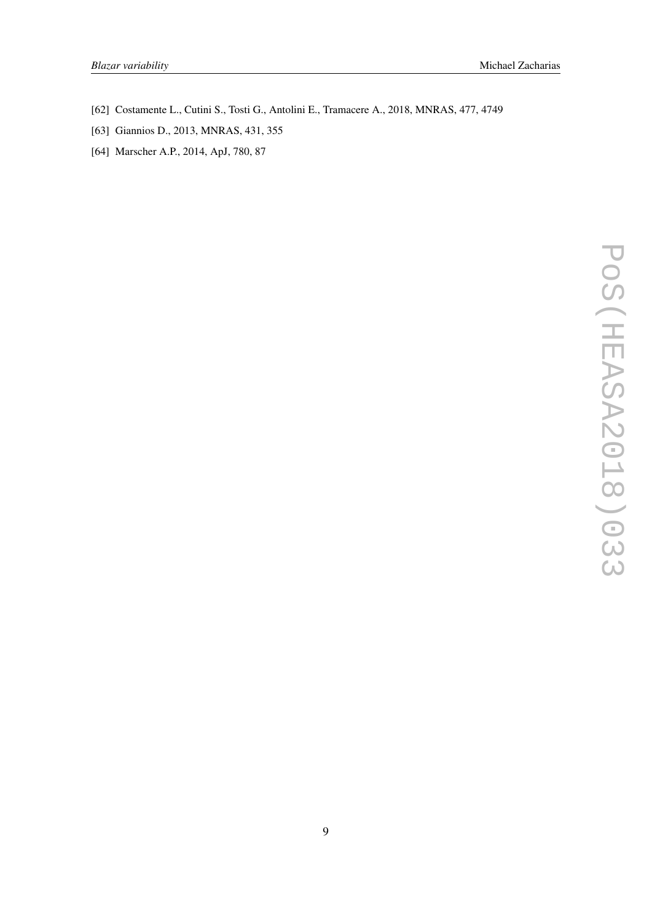[62] Costamente L., Cutini S., Tosti G., Antolini E., Tramacere A., 2018, MNRAS, 477, 4749

[63] Giannios D., 2013, MNRAS, 431, 355

[64] Marscher A.P., 2014, ApJ, 780, 87